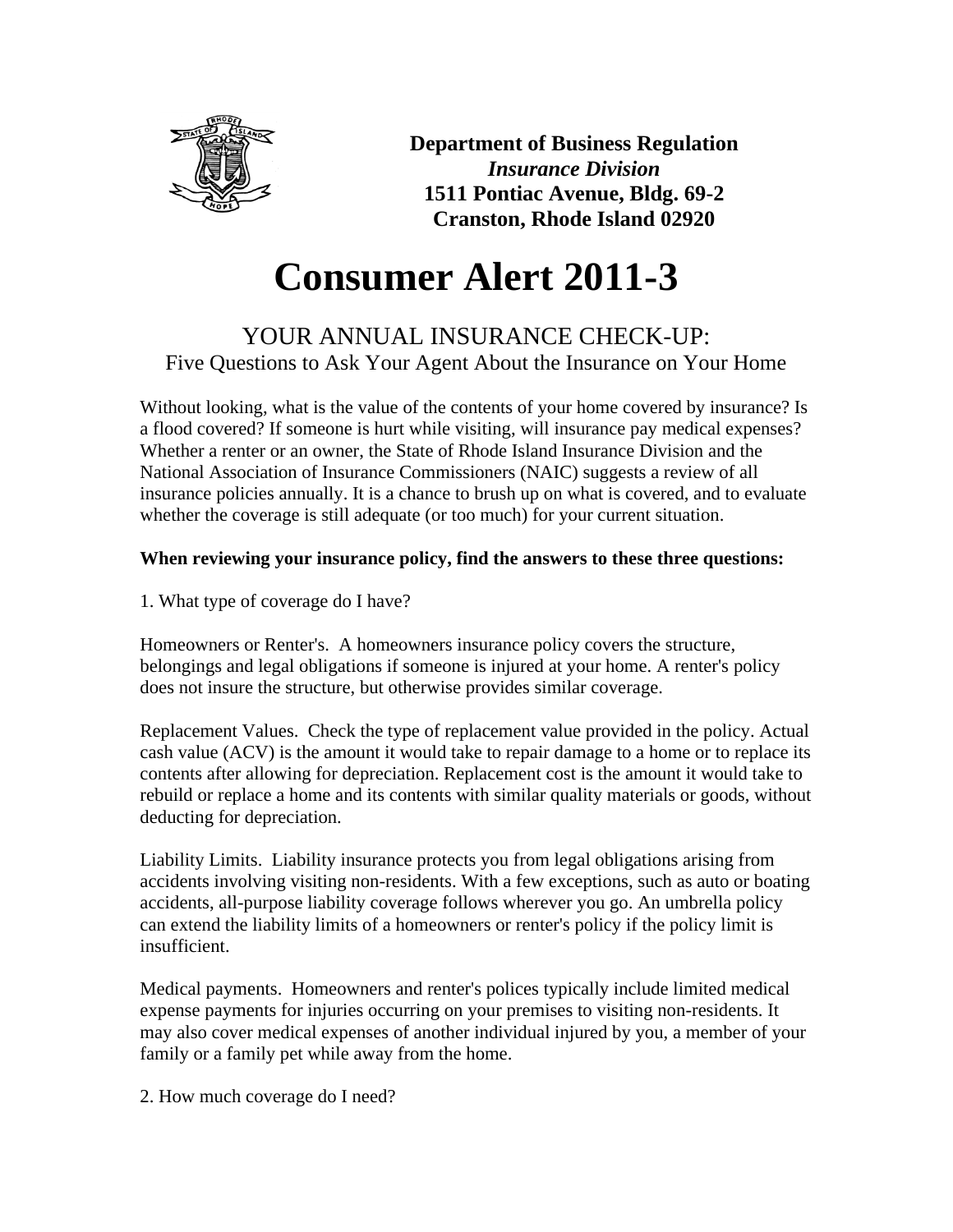**Department of Business Regulation**
***Insurance Division***
**1511 Pontiac Avenue, Bldg. 69-2**
**Cranston, Rhode Island 02920**

# Consumer Alert 2011-3

## YOUR ANNUAL INSURANCE CHECK-UP:
### Five Questions to Ask Your Agent About the Insurance on Your Home

Without looking, what is the value of the contents of your home covered by insurance? Is a flood covered? If someone is hurt while visiting, will insurance pay medical expenses? Whether a renter or an owner, the State of Rhode Island Insurance Division and the National Association of Insurance Commissioners (NAIC) suggests a review of all insurance policies annually. It is a chance to brush up on what is covered, and to evaluate whether the coverage is still adequate (or too much) for your current situation.

**When reviewing your insurance policy, find the answers to these three questions:**

1. What type of coverage do I have?

Homeowners or Renter's. A homeowners insurance policy covers the structure, belongings and legal obligations if someone is injured at your home. A renter's policy does not insure the structure, but otherwise provides similar coverage.

Replacement Values. Check the type of replacement value provided in the policy. Actual cash value (ACV) is the amount it would take to repair damage to a home or to replace its contents after allowing for depreciation. Replacement cost is the amount it would take to rebuild or replace a home and its contents with similar quality materials or goods, without deducting for depreciation.

Liability Limits. Liability insurance protects you from legal obligations arising from accidents involving visiting non-residents. With a few exceptions, such as auto or boating accidents, all-purpose liability coverage follows wherever you go. An umbrella policy can extend the liability limits of a homeowners or renter's policy if the policy limit is insufficient.

Medical payments. Homeowners and renter's polices typically include limited medical expense payments for injuries occurring on your premises to visiting non-residents. It may also cover medical expenses of another individual injured by you, a member of your family or a family pet while away from the home.

2. How much coverage do I need?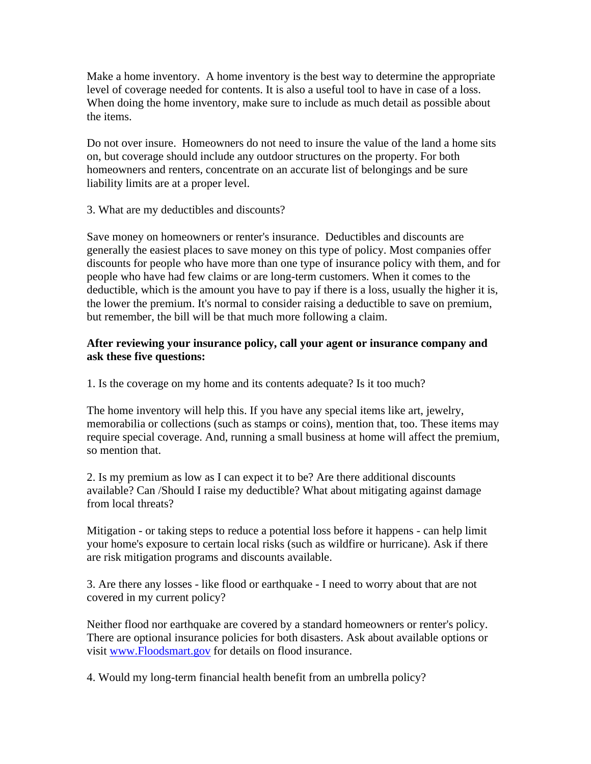Make a home inventory.  A home inventory is the best way to determine the appropriate level of coverage needed for contents. It is also a useful tool to have in case of a loss. When doing the home inventory, make sure to include as much detail as possible about the items.

Do not over insure.  Homeowners do not need to insure the value of the land a home sits on, but coverage should include any outdoor structures on the property. For both homeowners and renters, concentrate on an accurate list of belongings and be sure liability limits are at a proper level.

3. What are my deductibles and discounts?

Save money on homeowners or renter's insurance.  Deductibles and discounts are generally the easiest places to save money on this type of policy. Most companies offer discounts for people who have more than one type of insurance policy with them, and for people who have had few claims or are long-term customers. When it comes to the deductible, which is the amount you have to pay if there is a loss, usually the higher it is, the lower the premium. It's normal to consider raising a deductible to save on premium, but remember, the bill will be that much more following a claim.

**After reviewing your insurance policy, call your agent or insurance company and ask these five questions:**

1. Is the coverage on my home and its contents adequate? Is it too much?

The home inventory will help this. If you have any special items like art, jewelry, memorabilia or collections (such as stamps or coins), mention that, too. These items may require special coverage. And, running a small business at home will affect the premium, so mention that.

2. Is my premium as low as I can expect it to be? Are there additional discounts available? Can /Should I raise my deductible? What about mitigating against damage from local threats?

Mitigation - or taking steps to reduce a potential loss before it happens - can help limit your home's exposure to certain local risks (such as wildfire or hurricane). Ask if there are risk mitigation programs and discounts available.

3. Are there any losses - like flood or earthquake - I need to worry about that are not covered in my current policy?

Neither flood nor earthquake are covered by a standard homeowners or renter's policy. There are optional insurance policies for both disasters. Ask about available options or visit [www.Floodsmart.gov](http://www.Floodsmart.gov) for details on flood insurance.

4. Would my long-term financial health benefit from an umbrella policy?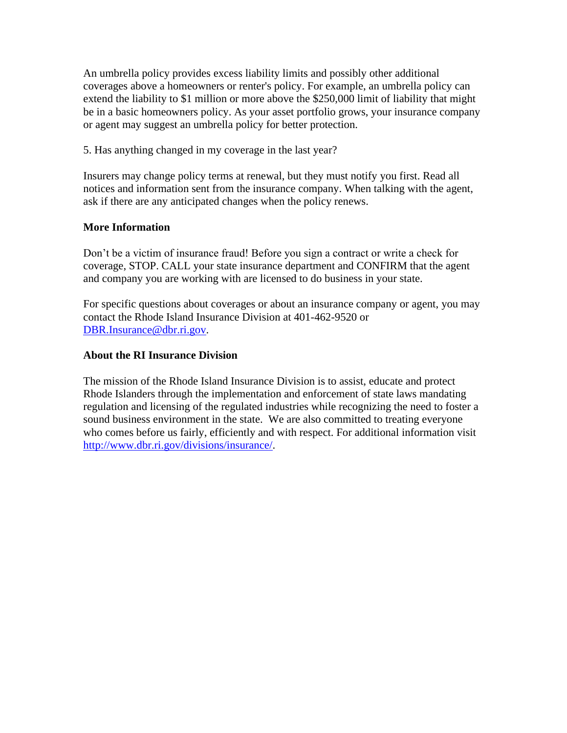An umbrella policy provides excess liability limits and possibly other additional coverages above a homeowners or renter's policy. For example, an umbrella policy can extend the liability to $1 million or more above the $250,000 limit of liability that might be in a basic homeowners policy. As your asset portfolio grows, your insurance company or agent may suggest an umbrella policy for better protection.

5. Has anything changed in my coverage in the last year?

Insurers may change policy terms at renewal, but they must notify you first. Read all notices and information sent from the insurance company. When talking with the agent, ask if there are any anticipated changes when the policy renews.

**More Information**

Don't be a victim of insurance fraud! Before you sign a contract or write a check for coverage, STOP. CALL your state insurance department and CONFIRM that the agent and company you are working with are licensed to do business in your state.

For specific questions about coverages or about an insurance company or agent, you may contact the Rhode Island Insurance Division at 401-462-9520 or [DBR.Insurance@dbr.ri.gov](mailto:DBR.Insurance@dbr.ri.gov).

**About the RI Insurance Division**

The mission of the Rhode Island Insurance Division is to assist, educate and protect Rhode Islanders through the implementation and enforcement of state laws mandating regulation and licensing of the regulated industries while recognizing the need to foster a sound business environment in the state. We are also committed to treating everyone who comes before us fairly, efficiently and with respect. For additional information visit [http://www.dbr.ri.gov/divisions/insurance/](http://www.dbr.ri.gov/divisions/insurance/).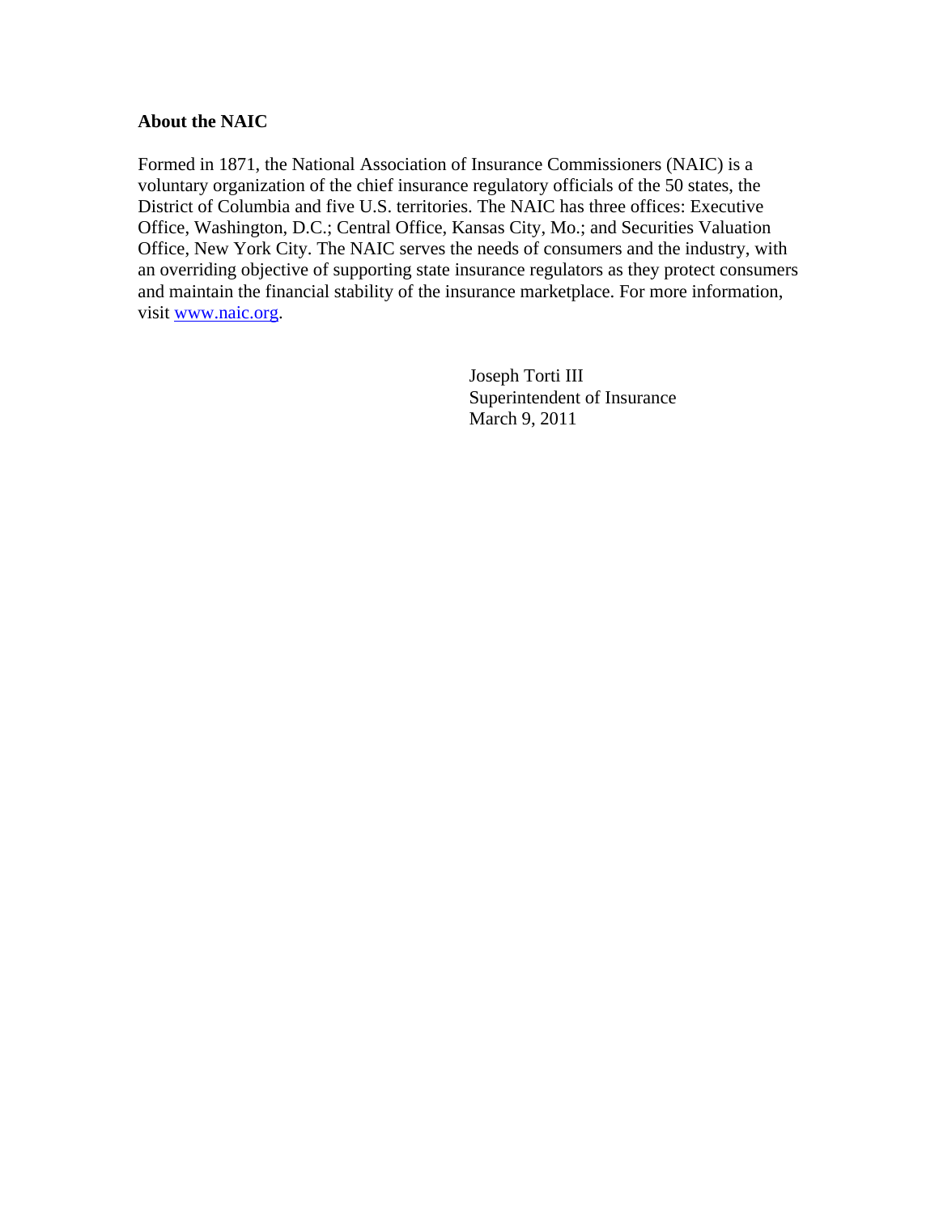**About the NAIC**

Formed in 1871, the National Association of Insurance Commissioners (NAIC) is a voluntary organization of the chief insurance regulatory officials of the 50 states, the District of Columbia and five U.S. territories. The NAIC has three offices: Executive Office, Washington, D.C.; Central Office, Kansas City, Mo.; and Securities Valuation Office, New York City. The NAIC serves the needs of consumers and the industry, with an overriding objective of supporting state insurance regulators as they protect consumers and maintain the financial stability of the insurance marketplace. For more information, visit [www.naic.org](http://www.naic.org).

Joseph Torti III
Superintendent of Insurance
March 9, 2011